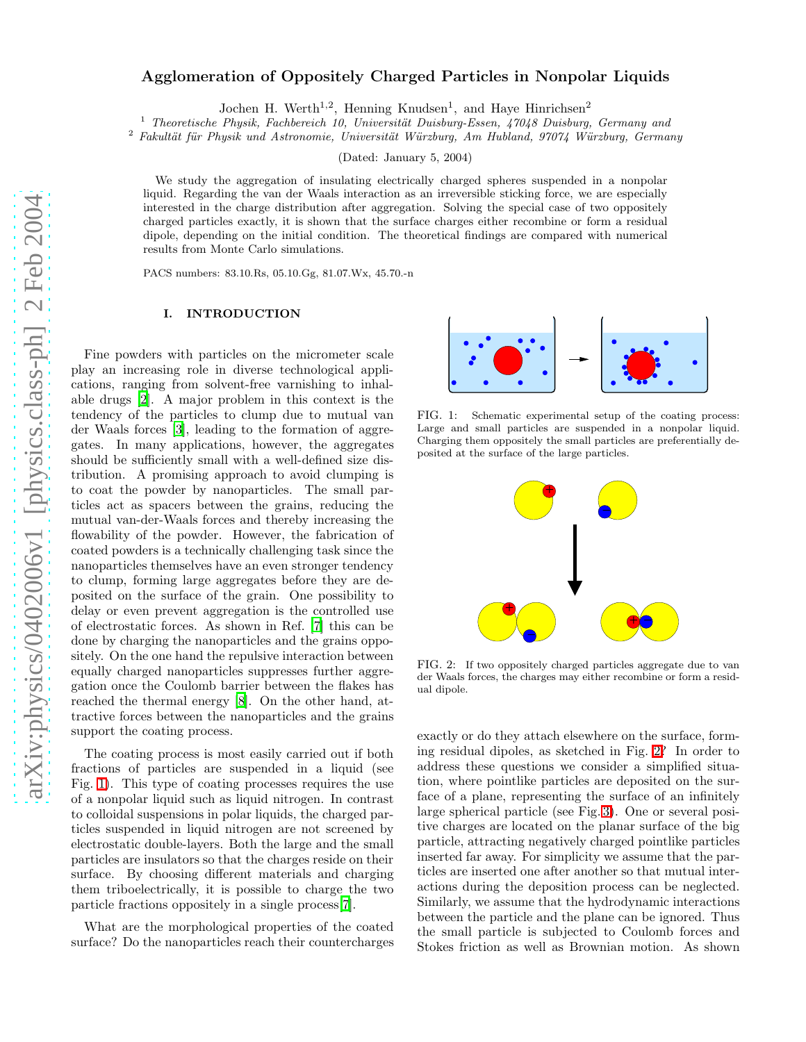# Agglomeration of Oppositely Charged Particles in Nonpolar Liquids

Jochen H. Werth[1,2], Henning Knudsen[1], and Haye Hinrichsen[2]

[1] *Theoretische Physik, Fachbereich 10, Universität Duisburg-Essen, 47048 Duisburg, Germany and*
[2] *Fakultät für Physik und Astronomie, Universität Würzburg, Am Hubland, 97074 Würzburg, Germany*

(Dated: January 5, 2004)

We study the aggregation of insulating electrically charged spheres suspended in a nonpolar liquid. Regarding the van der Waals interaction as an irreversible sticking force, we are especially interested in the charge distribution after aggregation. Solving the special case of two oppositely charged particles exactly, it is shown that the surface charges either recombine or form a residual dipole, depending on the initial condition. The theoretical findings are compared with numerical results from Monte Carlo simulations.

PACS numbers: 83.10.Rs, 05.10.Gg, 81.07.Wx, 45.70.-n

## I. INTRODUCTION

Fine powders with particles on the micrometer scale play an increasing role in diverse technological applications, ranging from solvent-free varnishing to inhalable drugs [2]. A major problem in this context is the tendency of the particles to clump due to mutual van der Waals forces [3], leading to the formation of aggregates. In many applications, however, the aggregates should be sufficiently small with a well-defined size distribution. A promising approach to avoid clumping is to coat the powder by nanoparticles. The small particles act as spacers between the grains, reducing the mutual van-der-Waals forces and thereby increasing the flowability of the powder. However, the fabrication of coated powders is a technically challenging task since the nanoparticles themselves have an even stronger tendency to clump, forming large aggregates before they are deposited on the surface of the grain. One possibility to delay or even prevent aggregation is the controlled use of electrostatic forces. As shown in Ref. [7] this can be done by charging the nanoparticles and the grains oppositely. On the one hand the repulsive interaction between equally charged nanoparticles suppresses further aggregation once the Coulomb barrier between the flakes has reached the thermal energy [8]. On the other hand, attractive forces between the nanoparticles and the grains support the coating process.

The coating process is most easily carried out if both fractions of particles are suspended in a liquid (see Fig. 1). This type of coating processes requires the use of a nonpolar liquid such as liquid nitrogen. In contrast to colloidal suspensions in polar liquids, the charged particles suspended in liquid nitrogen are not screened by electrostatic double-layers. Both the large and the small particles are insulators so that the charges reside on their surface. By choosing different materials and charging them triboelectrically, it is possible to charge the two particle fractions oppositely in a single process [7].

What are the morphological properties of the coated surface? Do the nanoparticles reach their countercharges exactly or do they attach elsewhere on the surface, forming residual dipoles, as sketched in Fig. 2? In order to address these questions we consider a simplified situation, where pointlike particles are deposited on the surface of a plane, representing the surface of an infinitely large spherical particle (see Fig. 3). One or several positive charges are located on the planar surface of the big particle, attracting negatively charged pointlike particles inserted far away. For simplicity we assume that the particles are inserted one after another so that mutual interactions during the deposition process can be neglected. Similarly, we assume that the hydrodynamic interactions between the particle and the plane can be ignored. Thus the small particle is subjected to Coulomb forces and Stokes friction as well as Brownian motion. As shown

FIG. 1: Schematic experimental setup of the coating process: Large and small particles are suspended in a nonpolar liquid. Charging them oppositely the small particles are preferentially deposited at the surface of the large particles.

FIG. 2: If two oppositely charged particles aggregate due to van der Waals forces, the charges may either recombine or form a residual dipole.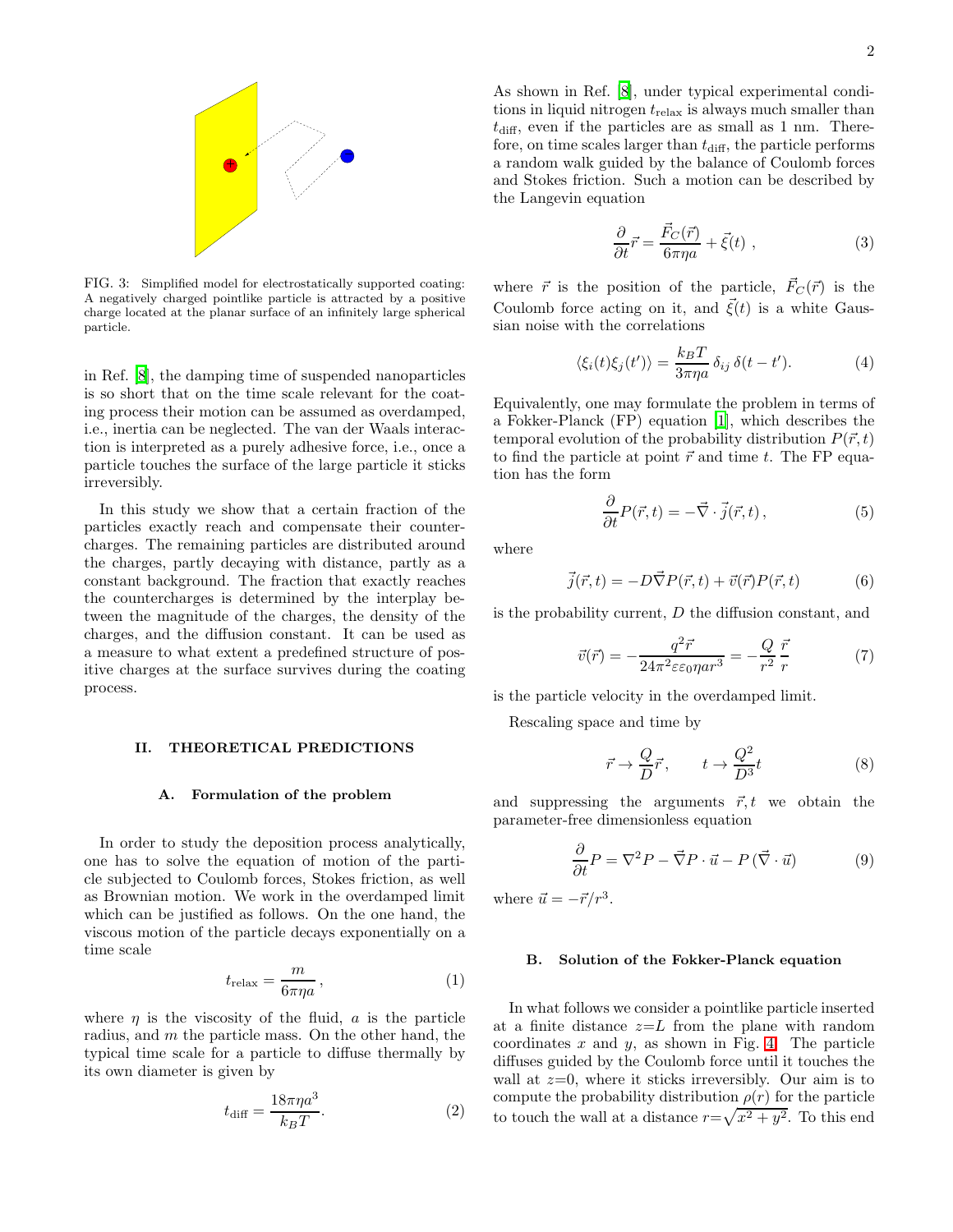FIG. 3: Simplified model for electrostatically supported coating: A negatively charged pointlike particle is attracted by a positive charge located at the planar surface of an infinitely large spherical particle.

in Ref. [8], the damping time of suspended nanoparticles is so short that on the time scale relevant for the coating process their motion can be assumed as overdamped, i.e., inertia can be neglected. The van der Waals interaction is interpreted as a purely adhesive force, i.e., once a particle touches the surface of the large particle it sticks irreversibly.

In this study we show that a certain fraction of the particles exactly reach and compensate their countercharges. The remaining particles are distributed around the charges, partly decaying with distance, partly as a constant background. The fraction that exactly reaches the countercharges is determined by the interplay between the magnitude of the charges, the density of the charges, and the diffusion constant. It can be used as a measure to what extent a predefined structure of positive charges at the surface survives during the coating process.

## II. THEORETICAL PREDICTIONS

### A. Formulation of the problem

In order to study the deposition process analytically, one has to solve the equation of motion of the particle subjected to Coulomb forces, Stokes friction, as well as Brownian motion. We work in the overdamped limit which can be justified as follows. On the one hand, the viscous motion of the particle decays exponentially on a time scale

$$t_{\rm relax} = \frac{m}{6\pi\eta a}\,, \tag{1}$$

where $\eta$ is the viscosity of the fluid, $a$ is the particle radius, and $m$ the particle mass. On the other hand, the typical time scale for a particle to diffuse thermally by its own diameter is given by

$$t_{\rm diff} = \frac{18\pi\eta a^3}{k_B T}. \tag{2}$$

As shown in Ref. [8], under typical experimental conditions in liquid nitrogen $t_{\rm relax}$ is always much smaller than $t_{\rm diff}$, even if the particles are as small as 1 nm. Therefore, on time scales larger than $t_{\rm diff}$, the particle performs a random walk guided by the balance of Coulomb forces and Stokes friction. Such a motion can be described by the Langevin equation

$$\frac{\partial}{\partial t}\vec{r} = \frac{\vec{F}_C(\vec{r})}{6\pi\eta a} + \vec{\xi}(t)\ , \tag{3}$$

where $\vec{r}$ is the position of the particle, $\vec{F}_C(\vec{r})$ is the Coulomb force acting on it, and $\vec{\xi}(t)$ is a white Gaussian noise with the correlations

$$\langle \xi_i(t)\xi_j(t')\rangle = \frac{k_B T}{3\pi\eta a}\,\delta_{ij}\,\delta(t-t'). \tag{4}$$

Equivalently, one may formulate the problem in terms of a Fokker-Planck (FP) equation [1], which describes the temporal evolution of the probability distribution $P(\vec{r},t)$ to find the particle at point $\vec{r}$ and time $t$. The FP equation has the form

$$\frac{\partial}{\partial t}P(\vec{r},t) = -\vec{\nabla}\cdot\vec{j}(\vec{r},t)\,, \tag{5}$$

where

$$\vec{j}(\vec{r},t) = -D\vec{\nabla}P(\vec{r},t) + \vec{v}(\vec{r})P(\vec{r},t) \tag{6}$$

is the probability current, $D$ the diffusion constant, and

$$\vec{v}(\vec{r}) = -\frac{q^2\vec{r}}{24\pi^2\varepsilon\varepsilon_0\eta a r^3} = -\frac{Q}{r^2}\,\frac{\vec{r}}{r} \tag{7}$$

is the particle velocity in the overdamped limit.

Rescaling space and time by

$$\vec{r} \to \frac{Q}{D}\vec{r}, \qquad t \to \frac{Q^2}{D^3}t \tag{8}$$

and suppressing the arguments $\vec{r}, t$ we obtain the parameter-free dimensionless equation

$$\frac{\partial}{\partial t}P = \nabla^2 P - \vec{\nabla}P\cdot\vec{u} - P\,(\vec{\nabla}\cdot\vec{u}) \tag{9}$$

where $\vec{u} = -\vec{r}/r^3$.

### B. Solution of the Fokker-Planck equation

In what follows we consider a pointlike particle inserted at a finite distance $z$=$L$ from the plane with random coordinates $x$ and $y$, as shown in Fig. 4. The particle diffuses guided by the Coulomb force until it touches the wall at $z$=0, where it sticks irreversibly. Our aim is to compute the probability distribution $\rho(r)$ for the particle to touch the wall at a distance $r$=$\sqrt{x^2+y^2}$. To this end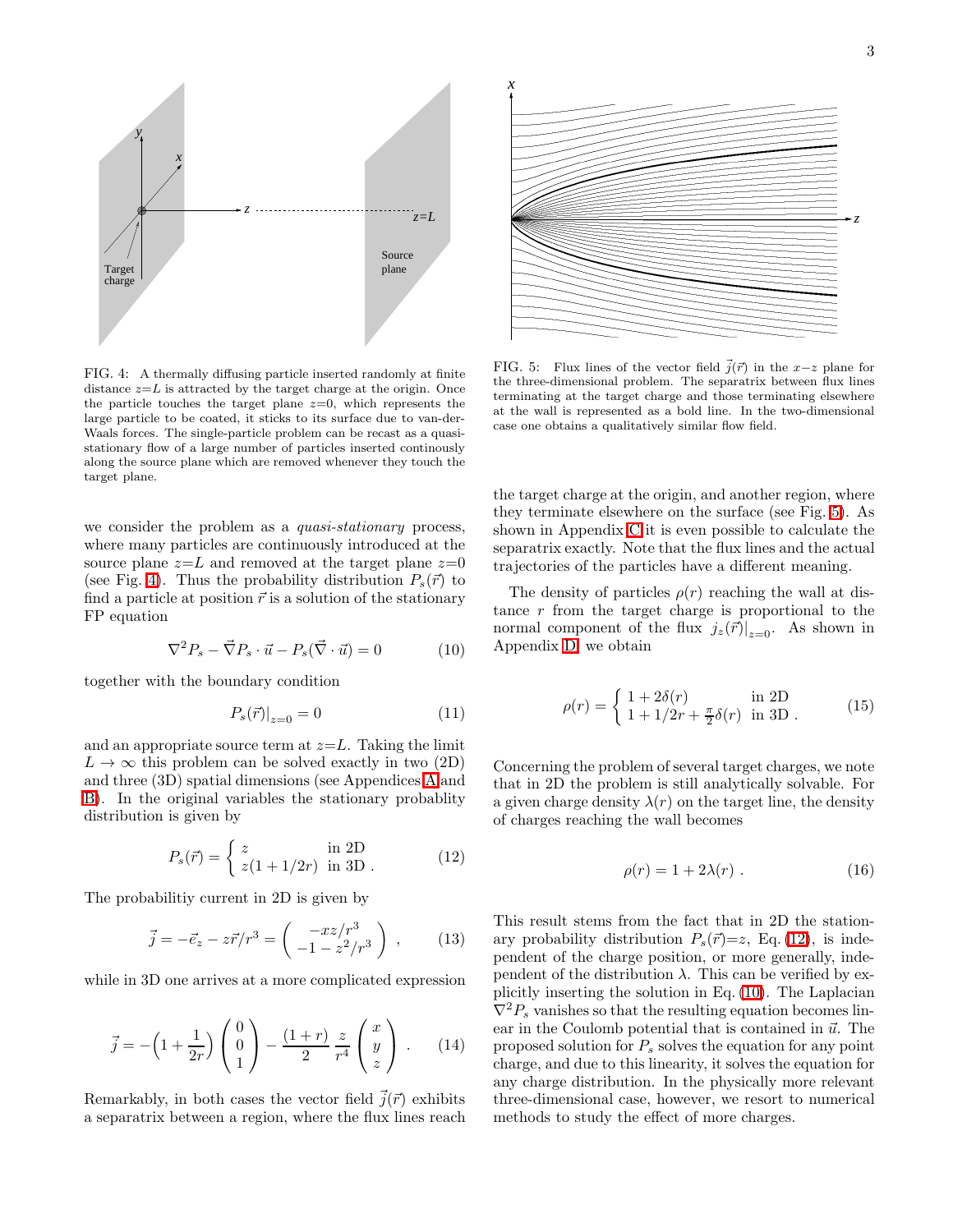FIG. 4: A thermally diffusing particle inserted randomly at finite distance $z{=}L$ is attracted by the target charge at the origin. Once the particle touches the target plane $z{=}0$, which represents the large particle to be coated, it sticks to its surface due to van-der-Waals forces. The single-particle problem can be recast as a quasi-stationary flow of a large number of particles inserted continously along the source plane which are removed whenever they touch the target plane.

FIG. 5: Flux lines of the vector field $\vec{j}(\vec{r})$ in the $x-z$ plane for the three-dimensional problem. The separatrix between flux lines terminating at the target charge and those terminating elsewhere at the wall is represented as a bold line. In the two-dimensional case one obtains a qualitatively similar flow field.

we consider the problem as a *quasi-stationary* process, where many particles are continuously introduced at the source plane $z{=}L$ and removed at the target plane $z{=}0$ (see Fig. 4). Thus the probability distribution $P_s(\vec{r})$ to find a particle at position $\vec{r}$ is a solution of the stationary FP equation

$$\nabla^2 P_s - \vec{\nabla} P_s \cdot \vec{u} - P_s(\vec{\nabla}\cdot\vec{u}) = 0 \tag{10}$$

together with the boundary condition

$$P_s(\vec{r})\big|_{z=0} = 0 \tag{11}$$

and an appropriate source term at $z{=}L$. Taking the limit $L \to \infty$ this problem can be solved exactly in two (2D) and three (3D) spatial dimensions (see Appendices A and B). In the original variables the stationary probablity distribution is given by

$$P_s(\vec{r}) = \begin{cases} z & \text{in 2D} \\ z(1+1/2r) & \text{in 3D}\ . \end{cases} \tag{12}$$

The probabilitiy current in 2D is given by

$$\vec{j} = -\vec{e}_z - z\vec{r}/r^3 = \begin{pmatrix} -xz/r^3 \\ -1-z^2/r^3 \end{pmatrix}\ , \tag{13}$$

while in 3D one arrives at a more complicated expression

$$\vec{j} = -\Big(1+\frac{1}{2r}\Big)\begin{pmatrix}0\\0\\1\end{pmatrix} - \frac{(1+r)}{2}\,\frac{z}{r^4}\begin{pmatrix}x\\y\\z\end{pmatrix}\ . \tag{14}$$

Remarkably, in both cases the vector field $\vec{j}(\vec{r})$ exhibits a separatrix between a region, where the flux lines reach the target charge at the origin, and another region, where they terminate elsewhere on the surface (see Fig. 5). As shown in Appendix C it is even possible to calculate the separatrix exactly. Note that the flux lines and the actual trajectories of the particles have a different meaning.

The density of particles $\rho(r)$ reaching the wall at distance $r$ from the target charge is proportional to the normal component of the flux $j_z(\vec{r})|_{z=0}$. As shown in Appendix D we obtain

$$\rho(r) = \begin{cases} 1+2\delta(r) & \text{in 2D} \\ 1+1/2r+\frac{\pi}{2}\delta(r) & \text{in 3D}\ . \end{cases} \tag{15}$$

Concerning the problem of several target charges, we note that in 2D the problem is still analytically solvable. For a given charge density $\lambda(r)$ on the target line, the density of charges reaching the wall becomes

$$\rho(r) = 1 + 2\lambda(r)\ . \tag{16}$$

This result stems from the fact that in 2D the stationary probability distribution $P_s(\vec{r}){=}z$, Eq. (12), is independent of the charge position, or more generally, independent of the distribution $\lambda$. This can be verified by explicitly inserting the solution in Eq. (10). The Laplacian $\nabla^2 P_s$ vanishes so that the resulting equation becomes linear in the Coulomb potential that is contained in $\vec{u}$. The proposed solution for $P_s$ solves the equation for any point charge, and due to this linearity, it solves the equation for any charge distribution. In the physically more relevant three-dimensional case, however, we resort to numerical methods to study the effect of more charges.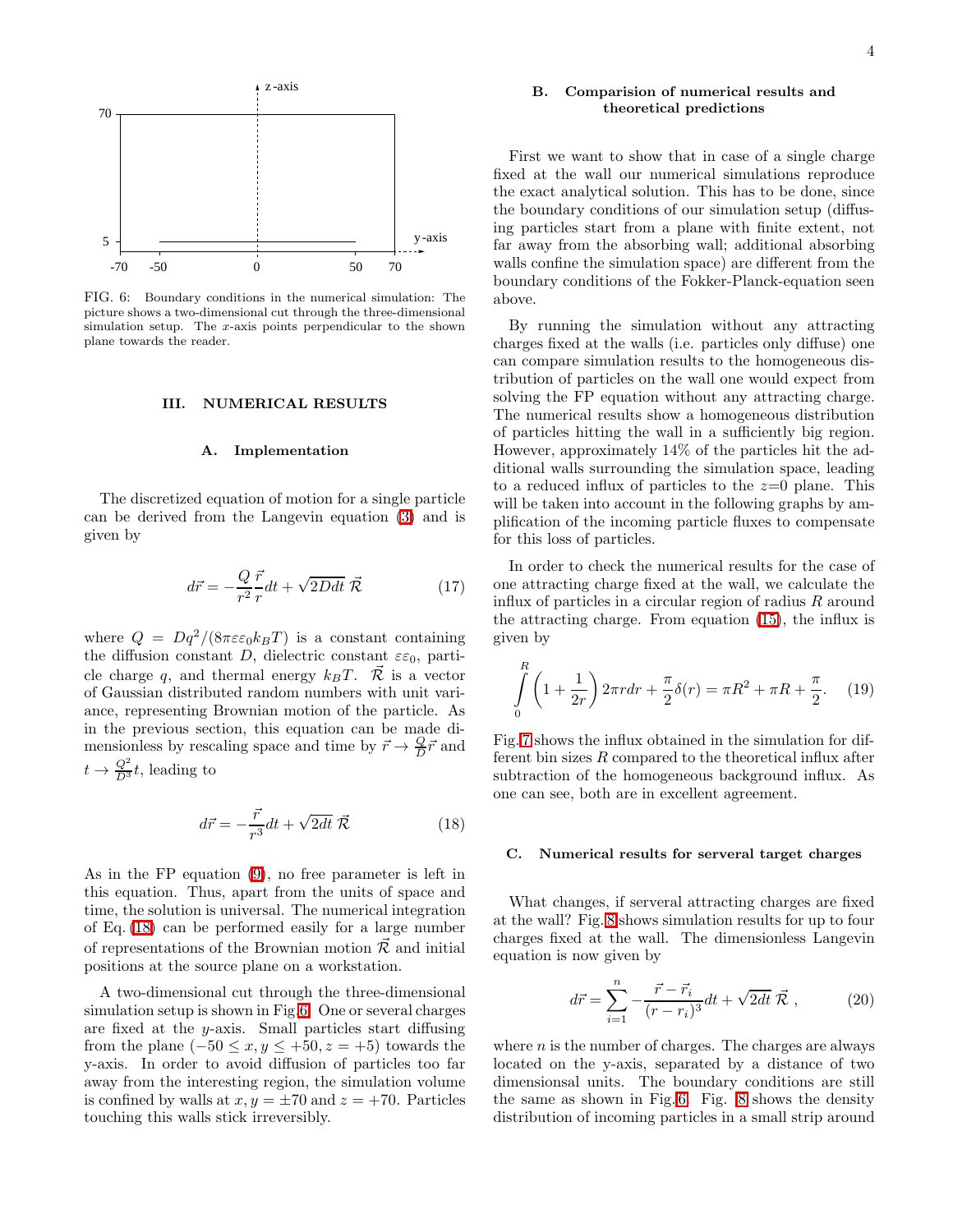FIG. 6: Boundary conditions in the numerical simulation: The picture shows a two-dimensional cut through the three-dimensional simulation setup. The $x$-axis points perpendicular to the shown plane towards the reader.

## III. NUMERICAL RESULTS

### A. Implementation

The discretized equation of motion for a single particle can be derived from the Langevin equation (3) and is given by

$$d\vec{r} = -\frac{Q}{r^2}\frac{\vec{r}}{r}dt + \sqrt{2Ddt}\,\vec{\mathcal{R}} \tag{17}$$

where $Q = Dq^2/(8\pi\varepsilon\varepsilon_0 k_B T)$ is a constant containing the diffusion constant $D$, dielectric constant $\varepsilon\varepsilon_0$, particle charge $q$, and thermal energy $k_B T$. $\vec{\mathcal{R}}$ is a vector of Gaussian distributed random numbers with unit variance, representing Brownian motion of the particle. As in the previous section, this equation can be made dimensionless by rescaling space and time by $\vec{r} \to \frac{Q}{D}\vec{r}$ and $t \to \frac{Q^2}{D^3}t$, leading to

$$d\vec{r} = -\frac{\vec{r}}{r^3}dt + \sqrt{2dt}\,\vec{\mathcal{R}} \tag{18}$$

As in the FP equation (9), no free parameter is left in this equation. Thus, apart from the units of space and time, the solution is universal. The numerical integration of Eq. (18) can be performed easily for a large number of representations of the Brownian motion $\vec{\mathcal{R}}$ and initial positions at the source plane on a workstation.

A two-dimensional cut through the three-dimensional simulation setup is shown in Fig.6. One or several charges are fixed at the $y$-axis. Small particles start diffusing from the plane $(-50 \leq x, y \leq +50, z = +5)$ towards the y-axis. In order to avoid diffusion of particles too far away from the interesting region, the simulation volume is confined by walls at $x, y = \pm 70$ and $z = +70$. Particles touching this walls stick irreversibly.

### B. Comparision of numerical results and theoretical predictions

First we want to show that in case of a single charge fixed at the wall our numerical simulations reproduce the exact analytical solution. This has to be done, since the boundary conditions of our simulation setup (diffusing particles start from a plane with finite extent, not far away from the absorbing wall; additional absorbing walls confine the simulation space) are different from the boundary conditions of the Fokker-Planck-equation seen above.

By running the simulation without any attracting charges fixed at the walls (i.e. particles only diffuse) one can compare simulation results to the homogeneous distribution of particles on the wall one would expect from solving the FP equation without any attracting charge. The numerical results show a homogeneous distribution of particles hitting the wall in a sufficiently big region. However, approximately 14% of the particles hit the additional walls surrounding the simulation space, leading to a reduced influx of particles to the $z$=0 plane. This will be taken into account in the following graphs by amplification of the incoming particle fluxes to compensate for this loss of particles.

In order to check the numerical results for the case of one attracting charge fixed at the wall, we calculate the influx of particles in a circular region of radius $R$ around the attracting charge. From equation (15), the influx is given by

$$\int_0^R \left(1 + \frac{1}{2r}\right) 2\pi r dr + \frac{\pi}{2}\delta(r) = \pi R^2 + \pi R + \frac{\pi}{2}. \tag{19}$$

Fig.7 shows the influx obtained in the simulation for different bin sizes $R$ compared to the theoretical influx after subtraction of the homogeneous background influx. As one can see, both are in excellent agreement.

### C. Numerical results for serveral target charges

What changes, if serveral attracting charges are fixed at the wall? Fig. 8 shows simulation results for up to four charges fixed at the wall. The dimensionless Langevin equation is now given by

$$d\vec{r} = \sum_{i=1}^{n} -\frac{\vec{r} - \vec{r}_i}{(r - r_i)^3}dt + \sqrt{2dt}\,\vec{\mathcal{R}}\ , \tag{20}$$

where $n$ is the number of charges. The charges are always located on the y-axis, separated by a distance of two dimensionsal units. The boundary conditions are still the same as shown in Fig. 6. Fig. 8 shows the density distribution of incoming particles in a small strip around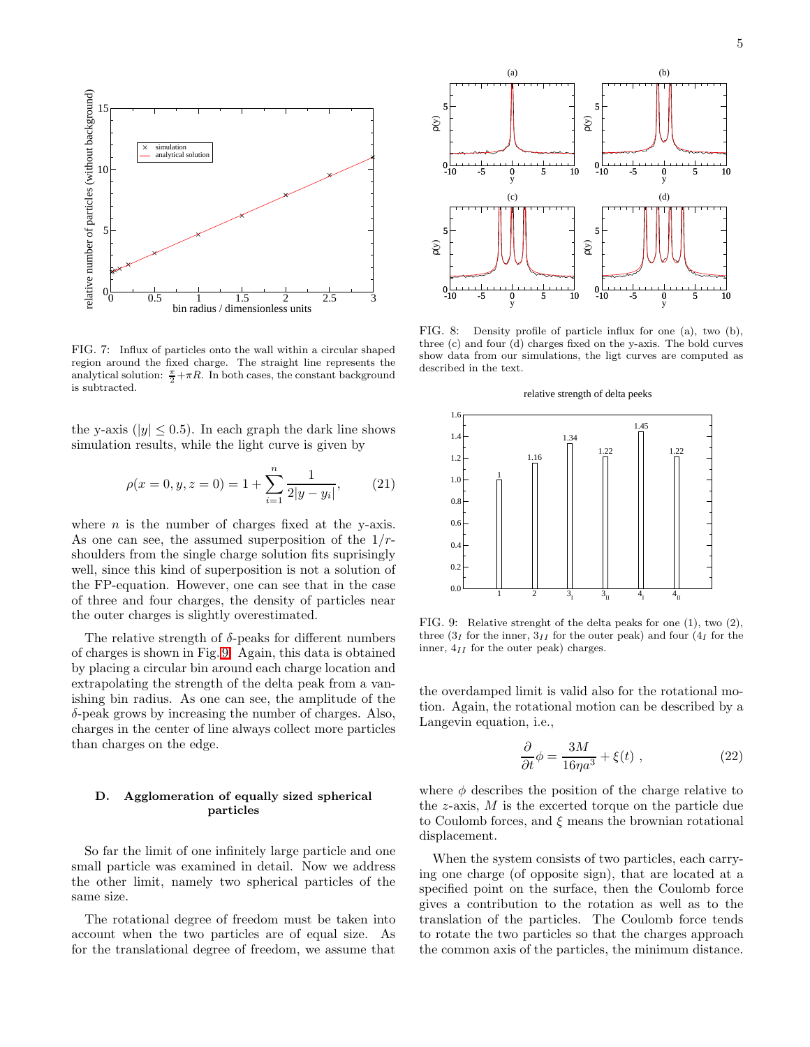FIG. 7: Influx of particles onto the wall within a circular shaped region around the fixed charge. The straight line represents the analytical solution: $\frac{\pi}{2}+\pi R$. In both cases, the constant background is subtracted.

FIG. 8: Density profile of particle influx for one (a), two (b), three (c) and four (d) charges fixed on the y-axis. The bold curves show data from our simulations, the ligt curves are computed as described in the text.

FIG. 9: Relative strenght of the delta peaks for one (1), two (2), three ($3_I$ for the inner, $3_{II}$ for the outer peak) and four ($4_I$ for the inner, $4_{II}$ for the outer peak) charges.

the y-axis ($|y| \leq 0.5$). In each graph the dark line shows simulation results, while the light curve is given by

$$\rho(x=0,y,z=0) = 1 + \sum_{i=1}^{n} \frac{1}{2|y-y_i|}, \qquad (21)$$

where $n$ is the number of charges fixed at the y-axis. As one can see, the assumed superposition of the $1/r$-shoulders from the single charge solution fits suprisingly well, since this kind of superposition is not a solution of the FP-equation. However, one can see that in the case of three and four charges, the density of particles near the outer charges is slightly overestimated.

The relative strength of $\delta$-peaks for different numbers of charges is shown in Fig. 9. Again, this data is obtained by placing a circular bin around each charge location and extrapolating the strength of the delta peak from a vanishing bin radius. As one can see, the amplitude of the $\delta$-peak grows by increasing the number of charges. Also, charges in the center of line always collect more particles than charges on the edge.

### D. Agglomeration of equally sized spherical particles

So far the limit of one infinitely large particle and one small particle was examined in detail. Now we address the other limit, namely two spherical particles of the same size.

The rotational degree of freedom must be taken into account when the two particles are of equal size. As for the translational degree of freedom, we assume that the overdamped limit is valid also for the rotational motion. Again, the rotational motion can be described by a Langevin equation, i.e.,

$$\frac{\partial}{\partial t}\phi = \frac{3M}{16\eta a^3} + \xi(t)\ , \qquad (22)$$

where $\phi$ describes the position of the charge relative to the $z$-axis, $M$ is the excerted torque on the particle due to Coulomb forces, and $\xi$ means the brownian rotational displacement.

When the system consists of two particles, each carrying one charge (of opposite sign), that are located at a specified point on the surface, then the Coulomb force gives a contribution to the rotation as well as to the translation of the particles. The Coulomb force tends to rotate the two particles so that the charges approach the common axis of the particles, the minimum distance.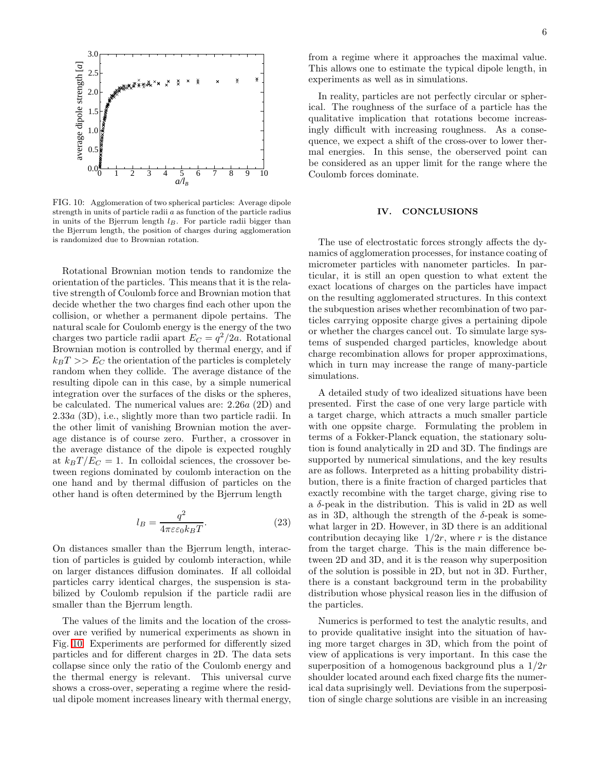FIG. 10: Agglomeration of two spherical particles: Average dipole strength in units of particle radii $a$ as function of the particle radius in units of the Bjerrum length $l_B$. For particle radii bigger than the Bjerrum length, the position of charges during agglomeration is randomized due to Brownian rotation.

Rotational Brownian motion tends to randomize the orientation of the particles. This means that it is the relative strength of Coulomb force and Brownian motion that decide whether the two charges find each other upon the collision, or whether a permanent dipole pertains. The natural scale for Coulomb energy is the energy of the two charges two particle radii apart $E_C = q^2/2a$. Rotational Brownian motion is controlled by thermal energy, and if $k_BT >> E_C$ the orientation of the particles is completely random when they collide. The average distance of the resulting dipole can in this case, by a simple numerical integration over the surfaces of the disks or the spheres, be calculated. The numerical values are: $2.26a$ (2D) and $2.33a$ (3D), i.e., slightly more than two particle radii. In the other limit of vanishing Brownian motion the average distance is of course zero. Further, a crossover in the average distance of the dipole is expected roughly at $k_BT/E_C = 1$. In colloidal sciences, the crossover between regions dominated by coulomb interaction on the one hand and by thermal diffusion of particles on the other hand is often determined by the Bjerrum length

$$l_B = \frac{q^2}{4\pi\varepsilon\varepsilon_0 k_BT}. \tag{23}$$

On distances smaller than the Bjerrum length, interaction of particles is guided by coulomb interaction, while on larger distances diffusion dominates. If all colloidal particles carry identical charges, the suspension is stabilized by Coulomb repulsion if the particle radii are smaller than the Bjerrum length.

The values of the limits and the location of the crossover are verified by numerical experiments as shown in Fig. 10. Experiments are performed for differently sized particles and for different charges in 2D. The data sets collapse since only the ratio of the Coulomb energy and the thermal energy is relevant. This universal curve shows a cross-over, seperating a regime where the residual dipole moment increases lineary with thermal energy, from a regime where it approaches the maximal value. This allows one to estimate the typical dipole length, in experiments as well as in simulations.

In reality, particles are not perfectly circular or spherical. The roughness of the surface of a particle has the qualitative implication that rotations become increasingly difficult with increasing roughness. As a consequence, we expect a shift of the cross-over to lower thermal energies. In this sense, the oberserved point can be considered as an upper limit for the range where the Coulomb forces dominate.

## IV. CONCLUSIONS

The use of electrostatic forces strongly affects the dynamics of agglomeration processes, for instance coating of micrometer particles with nanometer particles. In particular, it is still an open question to what extent the exact locations of charges on the particles have impact on the resulting agglomerated structures. In this context the subquestion arises whether recombination of two particles carrying opposite charge gives a pertaining dipole or whether the charges cancel out. To simulate large systems of suspended charged particles, knowledge about charge recombination allows for proper approximations, which in turn may increase the range of many-particle simulations.

A detailed study of two idealized situations have been presented. First the case of one very large particle with a target charge, which attracts a much smaller particle with one oppsite charge. Formulating the problem in terms of a Fokker-Planck equation, the stationary solution is found analytically in 2D and 3D. The findings are supported by numerical simulations, and the key results are as follows. Interpreted as a hitting probability distribution, there is a finite fraction of charged particles that exactly recombine with the target charge, giving rise to a $\delta$-peak in the distribution. This is valid in 2D as well as in 3D, although the strength of the $\delta$-peak is somewhat larger in 2D. However, in 3D there is an additional contribution decaying like $1/2r$, where $r$ is the distance from the target charge. This is the main difference between 2D and 3D, and it is the reason why superposition of the solution is possible in 2D, but not in 3D. Further, there is a constant background term in the probability distribution whose physical reason lies in the diffusion of the particles.

Numerics is performed to test the analytic results, and to provide qualitative insight into the situation of having more target charges in 3D, which from the point of view of applications is very important. In this case the superposition of a homogenous background plus a $1/2r$ shoulder located around each fixed charge fits the numerical data suprisingly well. Deviations from the superposition of single charge solutions are visible in an increasing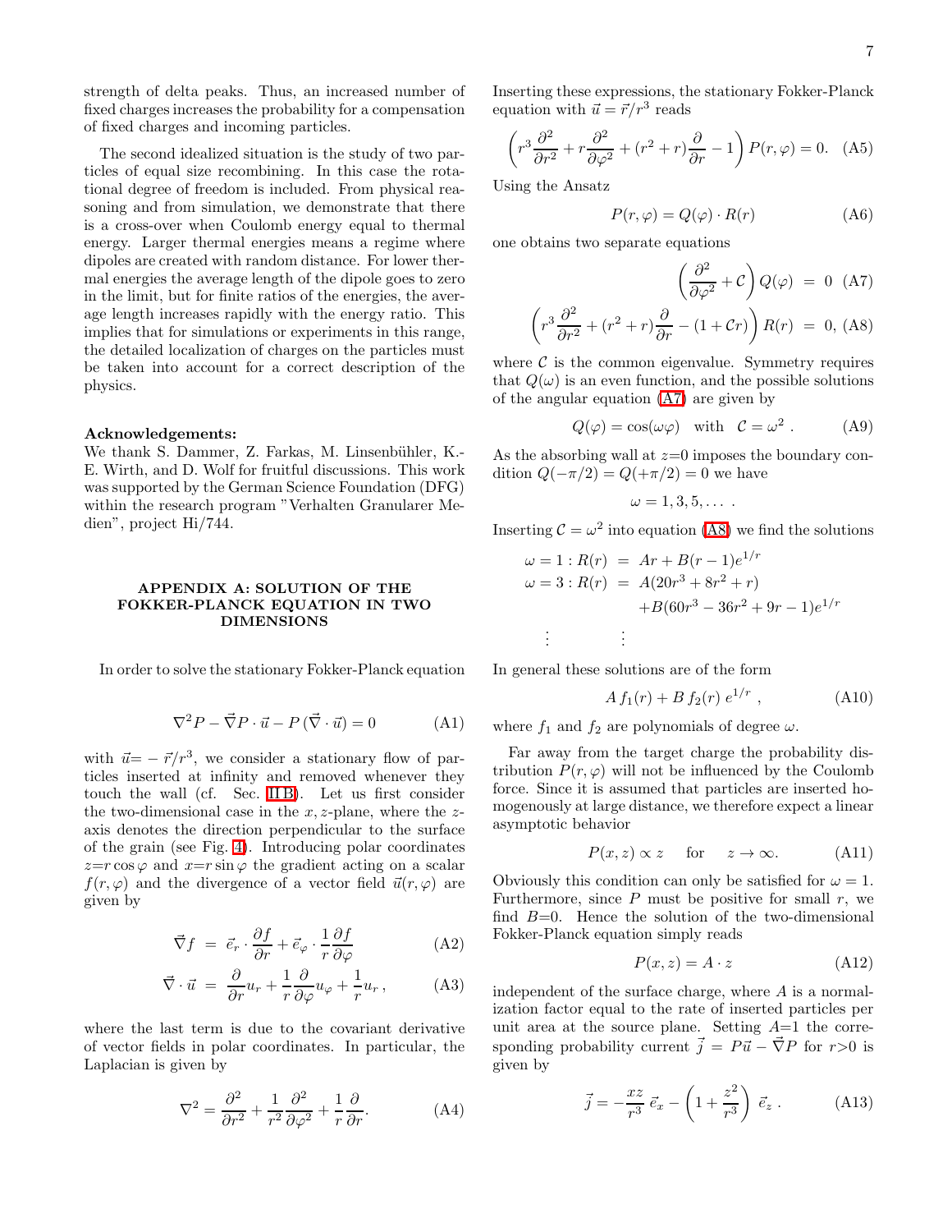strength of delta peaks. Thus, an increased number of fixed charges increases the probability for a compensation of fixed charges and incoming particles.

The second idealized situation is the study of two particles of equal size recombining. In this case the rotational degree of freedom is included. From physical reasoning and from simulation, we demonstrate that there is a cross-over when Coulomb energy equal to thermal energy. Larger thermal energies means a regime where dipoles are created with random distance. For lower thermal energies the average length of the dipole goes to zero in the limit, but for finite ratios of the energies, the average length increases rapidly with the energy ratio. This implies that for simulations or experiments in this range, the detailed localization of charges on the particles must be taken into account for a correct description of the physics.

**Acknowledgements:**
We thank S. Dammer, Z. Farkas, M. Linsenbühler, K.-E. Wirth, and D. Wolf for fruitful discussions. This work was supported by the German Science Foundation (DFG) within the research program "Verhalten Granularer Medien", project Hi/744.

## APPENDIX A: SOLUTION OF THE FOKKER-PLANCK EQUATION IN TWO DIMENSIONS

In order to solve the stationary Fokker-Planck equation

$$\nabla^2 P - \vec{\nabla} P \cdot \vec{u} - P\,(\vec{\nabla}\cdot\vec{u}) = 0 \qquad \text{(A1)}$$

with $\vec{u} = -\vec{r}/r^3$, we consider a stationary flow of particles inserted at infinity and removed whenever they touch the wall (cf. Sec. II B). Let us first consider the two-dimensional case in the $x,z$-plane, where the $z$-axis denotes the direction perpendicular to the surface of the grain (see Fig. 4). Introducing polar coordinates $z = r\cos\varphi$ and $x = r\sin\varphi$ the gradient acting on a scalar $f(r,\varphi)$ and the divergence of a vector field $\vec{u}(r,\varphi)$ are given by

$$\vec{\nabla} f = \vec{e}_r \cdot \frac{\partial f}{\partial r} + \vec{e}_\varphi \cdot \frac{1}{r}\frac{\partial f}{\partial \varphi} \qquad \text{(A2)}$$

$$\vec{\nabla}\cdot\vec{u} = \frac{\partial}{\partial r}u_r + \frac{1}{r}\frac{\partial}{\partial\varphi}u_\varphi + \frac{1}{r}u_r\,, \qquad \text{(A3)}$$

where the last term is due to the covariant derivative of vector fields in polar coordinates. In particular, the Laplacian is given by

$$\nabla^2 = \frac{\partial^2}{\partial r^2} + \frac{1}{r^2}\frac{\partial^2}{\partial\varphi^2} + \frac{1}{r}\frac{\partial}{\partial r}. \qquad \text{(A4)}$$

Inserting these expressions, the stationary Fokker-Planck equation with $\vec{u} = \vec{r}/r^3$ reads

$$\left( r^3 \frac{\partial^2}{\partial r^2} + r\frac{\partial^2}{\partial\varphi^2} + (r^2 + r)\frac{\partial}{\partial r} - 1 \right) P(r,\varphi) = 0. \qquad \text{(A5)}$$

Using the Ansatz

$$P(r,\varphi) = Q(\varphi)\cdot R(r) \qquad \text{(A6)}$$

one obtains two separate equations

$$\left(\frac{\partial^2}{\partial\varphi^2} + \mathcal{C}\right) Q(\varphi) = 0 \qquad \text{(A7)}$$

$$\left( r^3\frac{\partial^2}{\partial r^2} + (r^2+r)\frac{\partial}{\partial r} - (1 + \mathcal{C}r)\right) R(r) = 0, \qquad \text{(A8)}$$

where $\mathcal{C}$ is the common eigenvalue. Symmetry requires that $Q(\omega)$ is an even function, and the possible solutions of the angular equation (A7) are given by

$$Q(\varphi) = \cos(\omega\varphi) \quad \text{with} \quad \mathcal{C} = \omega^2\,. \qquad \text{(A9)}$$

As the absorbing wall at $z$=0 imposes the boundary condition $Q(-\pi/2) = Q(+\pi/2) = 0$ we have

$$\omega = 1, 3, 5, \ldots\,.$$

Inserting $\mathcal{C} = \omega^2$ into equation (A8) we find the solutions

$$\begin{aligned}
\omega = 1 : R(r) &= Ar + B(r-1)e^{1/r} \\
\omega = 3 : R(r) &= A(20r^3 + 8r^2 + r) \\
&\quad + B(60r^3 - 36r^2 + 9r - 1)e^{1/r} \\
\vdots \qquad & \qquad \vdots
\end{aligned}$$

In general these solutions are of the form

$$A\, f_1(r) + B\, f_2(r)\; e^{1/r}\,, \qquad \text{(A10)}$$

where $f_1$ and $f_2$ are polynomials of degree $\omega$.

Far away from the target charge the probability distribution $P(r,\varphi)$ will not be influenced by the Coulomb force. Since it is assumed that particles are inserted homogenously at large distance, we therefore expect a linear asymptotic behavior

$$P(x,z) \propto z \quad \text{for} \quad z \to \infty. \qquad \text{(A11)}$$

Obviously this condition can only be satisfied for $\omega = 1$. Furthermore, since $P$ must be positive for small $r$, we find $B$=0. Hence the solution of the two-dimensional Fokker-Planck equation simply reads

$$P(x,z) = A\cdot z \qquad \text{(A12)}$$

independent of the surface charge, where $A$ is a normalization factor equal to the rate of inserted particles per unit area at the source plane. Setting $A$=1 the corresponding probability current $\vec{j} = P\vec{u} - \vec{\nabla}P$ for $r$>0 is given by

$$\vec{j} = -\frac{xz}{r^3}\,\vec{e}_x - \left(1 + \frac{z^2}{r^3}\right)\,\vec{e}_z\,. \qquad \text{(A13)}$$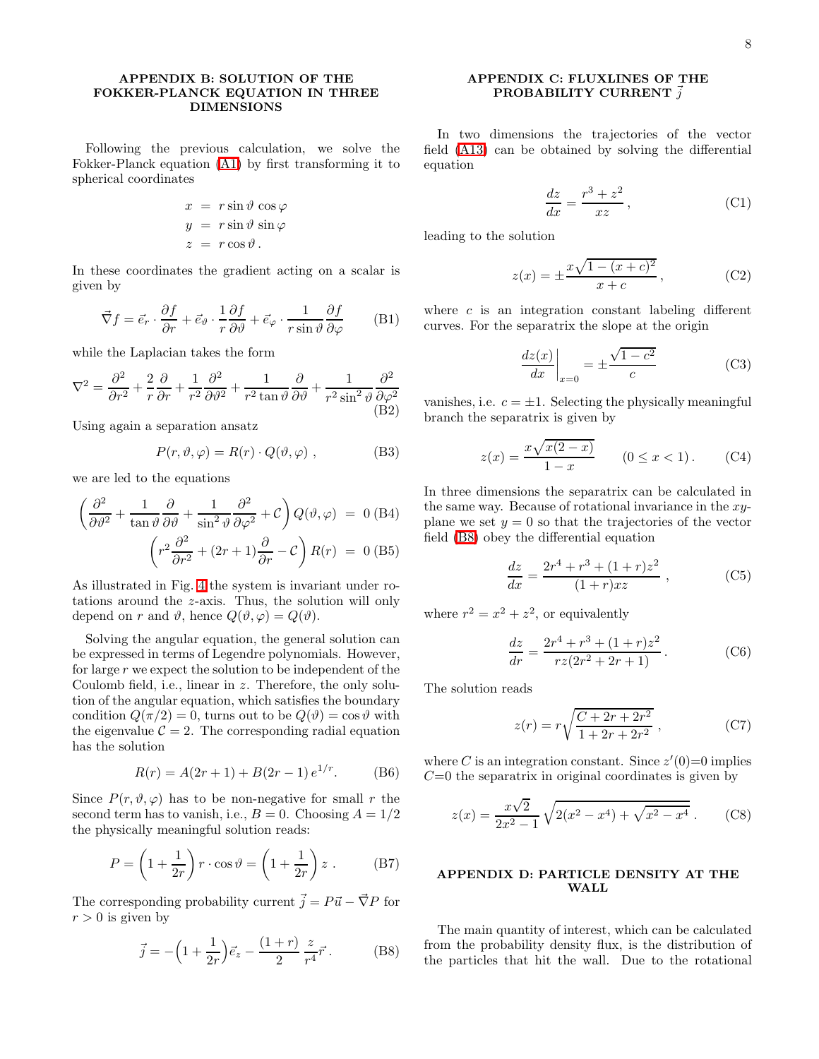## APPENDIX B: SOLUTION OF THE FOKKER-PLANCK EQUATION IN THREE DIMENSIONS

Following the previous calculation, we solve the Fokker-Planck equation (A1) by first transforming it to spherical coordinates

$$
\begin{aligned}
x &= r\sin\vartheta\cos\varphi \\
y &= r\sin\vartheta\sin\varphi \\
z &= r\cos\vartheta\,.
\end{aligned}
$$

In these coordinates the gradient acting on a scalar is given by

$$
\vec{\nabla}f = \vec{e}_r\cdot\frac{\partial f}{\partial r} + \vec{e}_\vartheta\cdot\frac{1}{r}\frac{\partial f}{\partial\vartheta} + \vec{e}_\varphi\cdot\frac{1}{r\sin\vartheta}\frac{\partial f}{\partial\varphi} \tag{B1}
$$

while the Laplacian takes the form

$$
\nabla^2 = \frac{\partial^2}{\partial r^2} + \frac{2}{r}\frac{\partial}{\partial r} + \frac{1}{r^2}\frac{\partial^2}{\partial\vartheta^2} + \frac{1}{r^2\tan\vartheta}\frac{\partial}{\partial\vartheta} + \frac{1}{r^2\sin^2\vartheta}\frac{\partial^2}{\partial\varphi^2} \tag{B2}
$$

Using again a separation ansatz

$$
P(r,\vartheta,\varphi) = R(r)\cdot Q(\vartheta,\varphi)\;, \tag{B3}
$$

we are led to the equations

$$
\left(\frac{\partial^2}{\partial\vartheta^2} + \frac{1}{\tan\vartheta}\frac{\partial}{\partial\vartheta} + \frac{1}{\sin^2\vartheta}\frac{\partial^2}{\partial\varphi^2} + \mathcal{C}\right)Q(\vartheta,\varphi) = 0 \tag{B4}
$$

$$
\left(r^2\frac{\partial^2}{\partial r^2} + (2r+1)\frac{\partial}{\partial r} - \mathcal{C}\right)R(r) = 0 \tag{B5}
$$

As illustrated in Fig. 4 the system is invariant under rotations around the $z$-axis. Thus, the solution will only depend on $r$ and $\vartheta$, hence $Q(\vartheta,\varphi) = Q(\vartheta)$.

Solving the angular equation, the general solution can be expressed in terms of Legendre polynomials. However, for large $r$ we expect the solution to be independent of the Coulomb field, i.e., linear in $z$. Therefore, the only solution of the angular equation, which satisfies the boundary condition $Q(\pi/2) = 0$, turns out to be $Q(\vartheta) = \cos\vartheta$ with the eigenvalue $\mathcal{C} = 2$. The corresponding radial equation has the solution

$$
R(r) = A(2r+1) + B(2r-1)\,e^{1/r}. \tag{B6}
$$

Since $P(r,\vartheta,\varphi)$ has to be non-negative for small $r$ the second term has to vanish, i.e., $B = 0$. Choosing $A = 1/2$ the physically meaningful solution reads:

$$
P = \left(1 + \frac{1}{2r}\right)r\cdot\cos\vartheta = \left(1 + \frac{1}{2r}\right)z\;. \tag{B7}
$$

The corresponding probability current $\vec{j} = P\vec{u} - \vec{\nabla}P$ for $r > 0$ is given by

$$
\vec{j} = -\Big(1 + \frac{1}{2r}\Big)\vec{e}_z - \frac{(1+r)}{2}\,\frac{z}{r^4}\vec{r}\,. \tag{B8}
$$

## APPENDIX C: FLUXLINES OF THE PROBABILITY CURRENT $\vec{j}$

In two dimensions the trajectories of the vector field (A13) can be obtained by solving the differential equation

$$
\frac{dz}{dx} = \frac{r^3 + z^2}{xz}\,, \tag{C1}
$$

leading to the solution

$$
z(x) = \pm\frac{x\sqrt{1-(x+c)^2}}{x+c}\,, \tag{C2}
$$

where $c$ is an integration constant labeling different curves. For the separatrix the slope at the origin

$$
\left.\frac{dz(x)}{dx}\right|_{x=0} = \pm\frac{\sqrt{1-c^2}}{c} \tag{C3}
$$

vanishes, i.e. $c = \pm 1$. Selecting the physically meaningful branch the separatrix is given by

$$
z(x) = \frac{x\sqrt{x(2-x)}}{1-x} \qquad (0 \le x < 1)\,. \tag{C4}
$$

In three dimensions the separatrix can be calculated in the same way. Because of rotational invariance in the $xy$-plane we set $y = 0$ so that the trajectories of the vector field (B8) obey the differential equation

$$
\frac{dz}{dx} = \frac{2r^4 + r^3 + (1+r)z^2}{(1+r)xz}\;, \tag{C5}
$$

where $r^2 = x^2 + z^2$, or equivalently

$$
\frac{dz}{dr} = \frac{2r^4 + r^3 + (1+r)z^2}{rz(2r^2 + 2r + 1)}\,. \tag{C6}
$$

The solution reads

$$
z(r) = r\sqrt{\frac{C + 2r + 2r^2}{1 + 2r + 2r^2}}\;, \tag{C7}
$$

where $C$ is an integration constant. Since $z'(0)=0$ implies $C=0$ the separatrix in original coordinates is given by

$$
z(x) = \frac{x\sqrt{2}}{2x^2 - 1}\sqrt{2(x^2 - x^4) + \sqrt{x^2 - x^4}}\,. \tag{C8}
$$

## APPENDIX D: PARTICLE DENSITY AT THE WALL

The main quantity of interest, which can be calculated from the probability density flux, is the distribution of the particles that hit the wall. Due to the rotational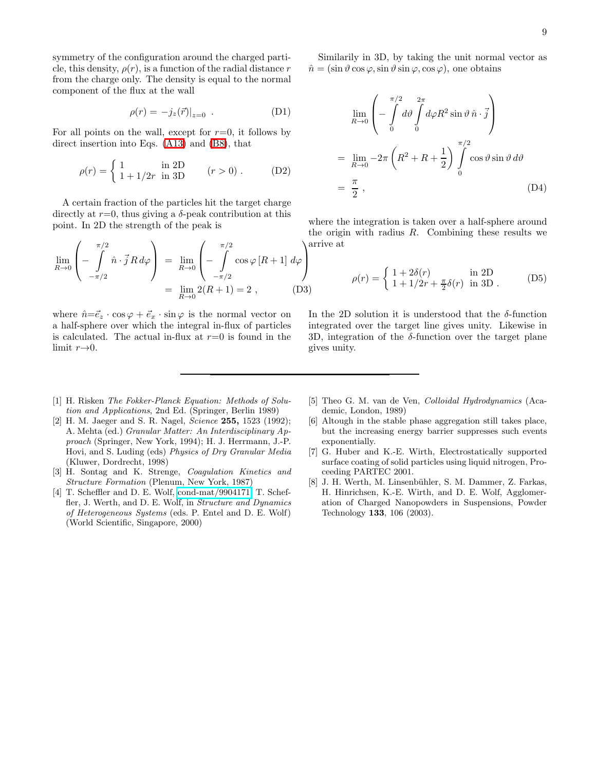symmetry of the configuration around the charged particle, this density, $\rho(r)$, is a function of the radial distance $r$ from the charge only. The density is equal to the normal component of the flux at the wall

$$\rho(r) = -j_z(\vec{r})|_{z=0} \ . \tag{D1}$$

For all points on the wall, except for $r$=0, it follows by direct insertion into Eqs. (A13) and (B8), that

$$\rho(r) = \begin{cases} 1 & \text{in 2D} \\ 1 + 1/2r & \text{in 3D} \end{cases} \qquad (r > 0) \ . \tag{D2}$$

A certain fraction of the particles hit the target charge directly at $r$=0, thus giving a $\delta$-peak contribution at this point. In 2D the strength of the peak is

$$\begin{aligned} \lim_{R\to 0}\left( -\int_{-\pi/2}^{\pi/2} \hat{n}\cdot\vec{j}\,R\,d\varphi \right) &= \lim_{R\to 0}\left( -\int_{-\pi/2}^{\pi/2} \cos\varphi\,[R+1]\,d\varphi \right) \\ &= \lim_{R\to 0} 2(R+1) = 2 \ , \end{aligned} \tag{D3}$$

where $\hat{n}$=$\vec{e}_z\cdot\cos\varphi + \vec{e}_x\cdot\sin\varphi$ is the normal vector on a half-sphere over which the integral in-flux of particles is calculated. The actual in-flux at $r$=0 is found in the limit $r\to 0$.

Similarily in 3D, by taking the unit normal vector as $\hat{n} = (\sin\vartheta\cos\varphi, \sin\vartheta\sin\varphi, \cos\varphi)$, one obtains

$$\begin{aligned} &\lim_{R\to 0}\left( -\int_0^{\pi/2} d\vartheta \int_0^{2\pi} d\varphi R^2 \sin\vartheta\,\hat{n}\cdot\vec{j} \right) \\ &= \lim_{R\to 0} -2\pi\left(R^2 + R + \frac{1}{2}\right)\int_0^{\pi/2}\cos\vartheta\sin\vartheta\,d\vartheta \\ &= \frac{\pi}{2} \ , \end{aligned} \tag{D4}$$

where the integration is taken over a half-sphere around the origin with radius $R$. Combining these results we arrive at

$$\rho(r) = \begin{cases} 1 + 2\delta(r) & \text{in 2D} \\ 1 + 1/2r + \frac{\pi}{2}\delta(r) & \text{in 3D} \ . \end{cases} \tag{D5}$$

In the 2D solution it is understood that the $\delta$-function integrated over the target line gives unity. Likewise in 3D, integration of the $\delta$-function over the target plane gives unity.

---

[1] H. Risken *The Fokker-Planck Equation: Methods of Solution and Applications*, 2nd Ed. (Springer, Berlin 1989)

[2] H. M. Jaeger and S. R. Nagel, *Science* **255,** 1523 (1992); A. Mehta (ed.) *Granular Matter: An Interdisciplinary Approach* (Springer, New York, 1994); H. J. Herrmann, J.-P. Hovi, and S. Luding (eds) *Physics of Dry Granular Media* (Kluwer, Dordrecht, 1998)

[3] H. Sontag and K. Strenge, *Coagulation Kinetics and Structure Formation* (Plenum, New York, 1987)

[4] T. Scheffler and D. E. Wolf, cond-mat/9904171; T. Scheffler, J. Werth, and D. E. Wolf, in *Structure and Dynamics of Heterogeneous Systems* (eds. P. Entel and D. E. Wolf) (World Scientific, Singapore, 2000)

[5] Theo G. M. van de Ven, *Colloidal Hydrodynamics* (Academic, London, 1989)

[6] Altough in the stable phase aggregation still takes place, but the increasing energy barrier suppresses such events exponentially.

[7] G. Huber and K.-E. Wirth, Electrostatically supported surface coating of solid particles using liquid nitrogen, Proceeding PARTEC 2001.

[8] J. H. Werth, M. Linsenbühler, S. M. Dammer, Z. Farkas, H. Hinrichsen, K.-E. Wirth, and D. E. Wolf, Agglomeration of Charged Nanopowders in Suspensions, Powder Technology **133**, 106 (2003).